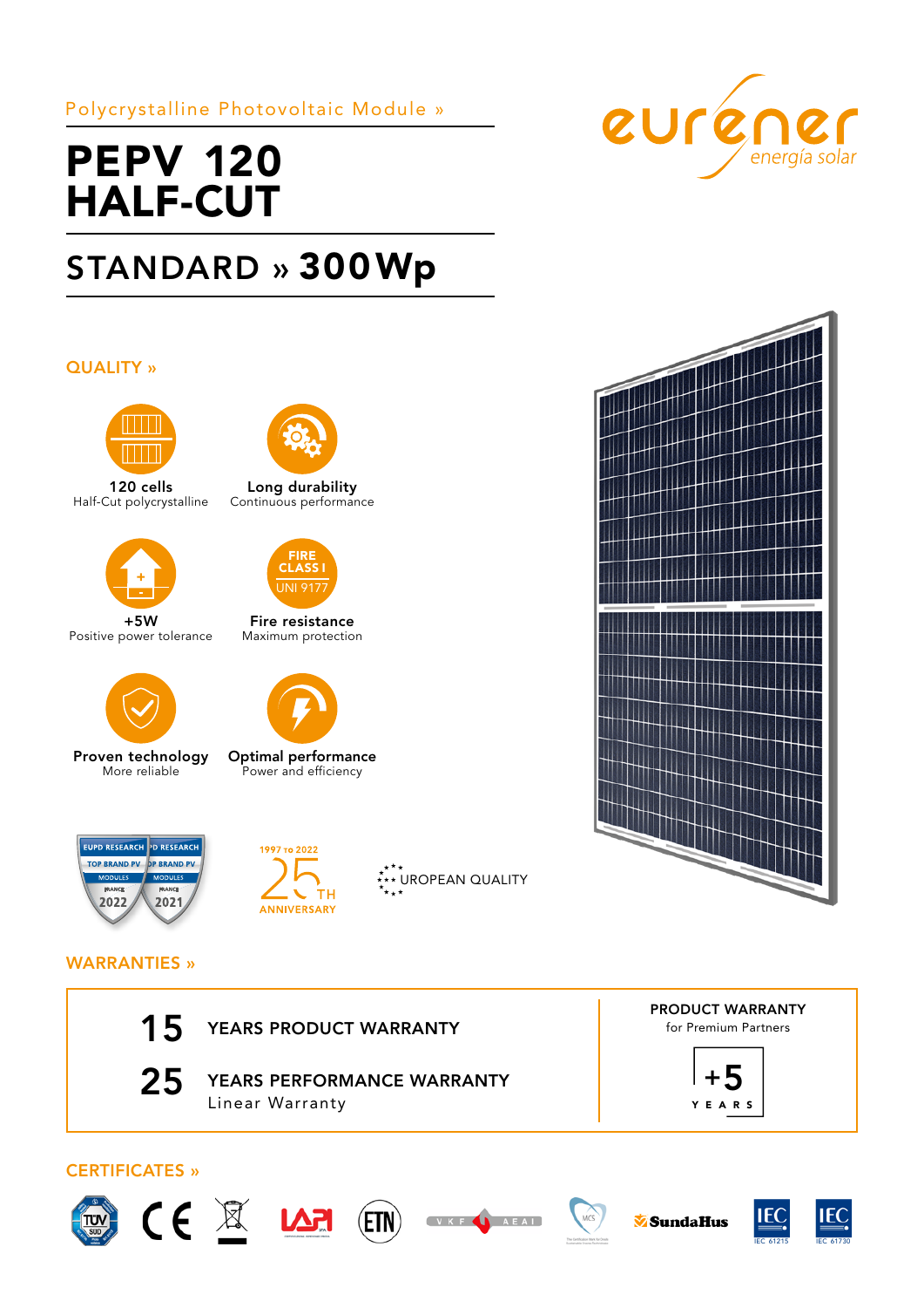Polycrystalline Photovoltaic Module »

# PEPV 120 HALF-CUT

## STANDARD » 300Wp

eurener energía solar

### QUALITY »

**120 cells**
Half-Cut polycrystalline

**Long durability**
Continuous performance

**+5W**
Positive power tolerance

FIRE CLASS I UNI 9177

**Fire resistance**
Maximum protection

**Proven technology**
More reliable

**Optimal performance**
Power and efficiency

EUPD RESEARCH TOP BRAND PV MODULES FRANCE 2022 · EUPD RESEARCH TOP BRAND PV MODULES FRANCE 2021

1997 TO 2022 25TH ANNIVERSARY

EUROPEAN QUALITY

### WARRANTIES »

**15** YEARS PRODUCT WARRANTY

**25** YEARS PERFORMANCE WARRANTY
Linear Warranty

**PRODUCT WARRANTY**
for Premium Partners

**+5** YEARS

### CERTIFICATES »

TÜV SÜD · CE · LAPI · ETN · VKF AEAI · MCS · SundaHus · IEC 61215 · IEC 61730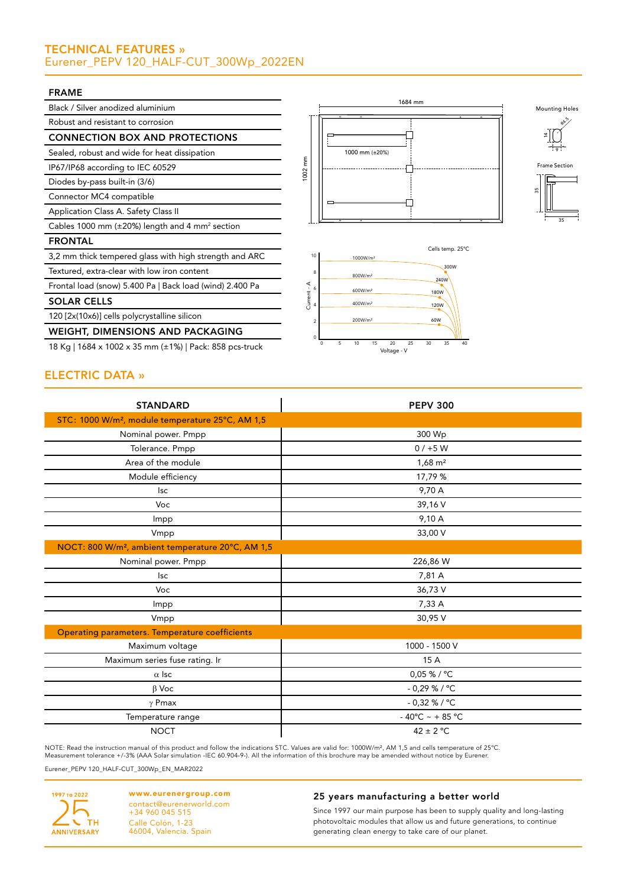## TECHNICAL FEATURES »
Eurener_PEPV 120_HALF-CUT_300Wp_2022EN

| FRAME |
|---|
| Black / Silver anodized aluminium |
| Robust and resistant to corrosion |
| **CONNECTION BOX AND PROTECTIONS** |
| Sealed, robust and wide for heat dissipation |
| IP67/IP68 according to IEC 60529 |
| Diodes by-pass built-in (3/6) |
| Connector MC4 compatible |
| Application Class A. Safety Class II |
| Cables 1000 mm (±20%) length and 4 mm² section |
| **FRONTAL** |
| 3,2 mm thick tempered glass with high strength and ARC |
| Textured, extra-clear with low iron content |
| Frontal load (snow) 5.400 Pa \| Back load (wind) 2.400 Pa |
| **SOLAR CELLS** |
| 120 [2x(10x6)] cells polycrystalline silicon |
| **WEIGHT, DIMENSIONS AND PACKAGING** |
| 18 Kg \| 1684 x 1002 x 35 mm (±1%) \| Pack: 858 pcs-truck |

1684 mm
1002 mm
1000 mm (±20%)
Mounting Holes
14
9
R4.5
Frame Section
35
35

Cells temp. 25°C
1000W/m²
300W
800W/m²
240W
600W/m²
180W
400W/m²
120W
200W/m²
60W
Current - A
0 2 4 6 8 10
Voltage - V
0 5 10 15 20 25 30 35 40

## ELECTRIC DATA »

| STANDARD | PEPV 300 |
|---|---|
| **STC: 1000 W/m², module temperature 25°C, AM 1,5** | |
| Nominal power. Pmpp | 300 Wp |
| Tolerance. Pmpp | 0 / +5 W |
| Area of the module | 1,68 m² |
| Module efficiency | 17,79 % |
| Isc | 9,70 A |
| Voc | 39,16 V |
| Impp | 9,10 A |
| Vmpp | 33,00 V |
| **NOCT: 800 W/m², ambient temperature 20°C, AM 1,5** | |
| Nominal power. Pmpp | 226,86 W |
| Isc | 7,81 A |
| Voc | 36,73 V |
| Impp | 7,33 A |
| Vmpp | 30,95 V |
| **Operating parameters. Temperature coefficients** | |
| Maximum voltage | 1000 - 1500 V |
| Maximum series fuse rating. Ir | 15 A |
| α Isc | 0,05 % / °C |
| β Voc | - 0,29 % / °C |
| γ Pmax | - 0,32 % / °C |
| Temperature range | - 40°C ~ + 85 °C |
| NOCT | 42 ± 2 °C |

NOTE: Read the instruction manual of this product and follow the indications STC. Values are valid for: 1000W/m², AM 1,5 and cells temperature of 25°C. Measurement tolerance +/-3% (AAA Solar simulation -IEC 60.904-9-). All the information of this brochure may be amended without notice by Eurener.

Eurener_PEPV 120_HALF-CUT_300Wp_EN_MAR2022

1997 TO 2022
25 TH
ANNIVERSARY

**www.eurenergroup.com**
contact@eurenerworld.com
+34 960 045 515
Calle Colón, 1-23
46004, Valencia. Spain

### 25 years manufacturing a better world

Since 1997 our main purpose has been to supply quality and long-lasting photovoltaic modules that allow us and future generations, to continue generating clean energy to take care of our planet.